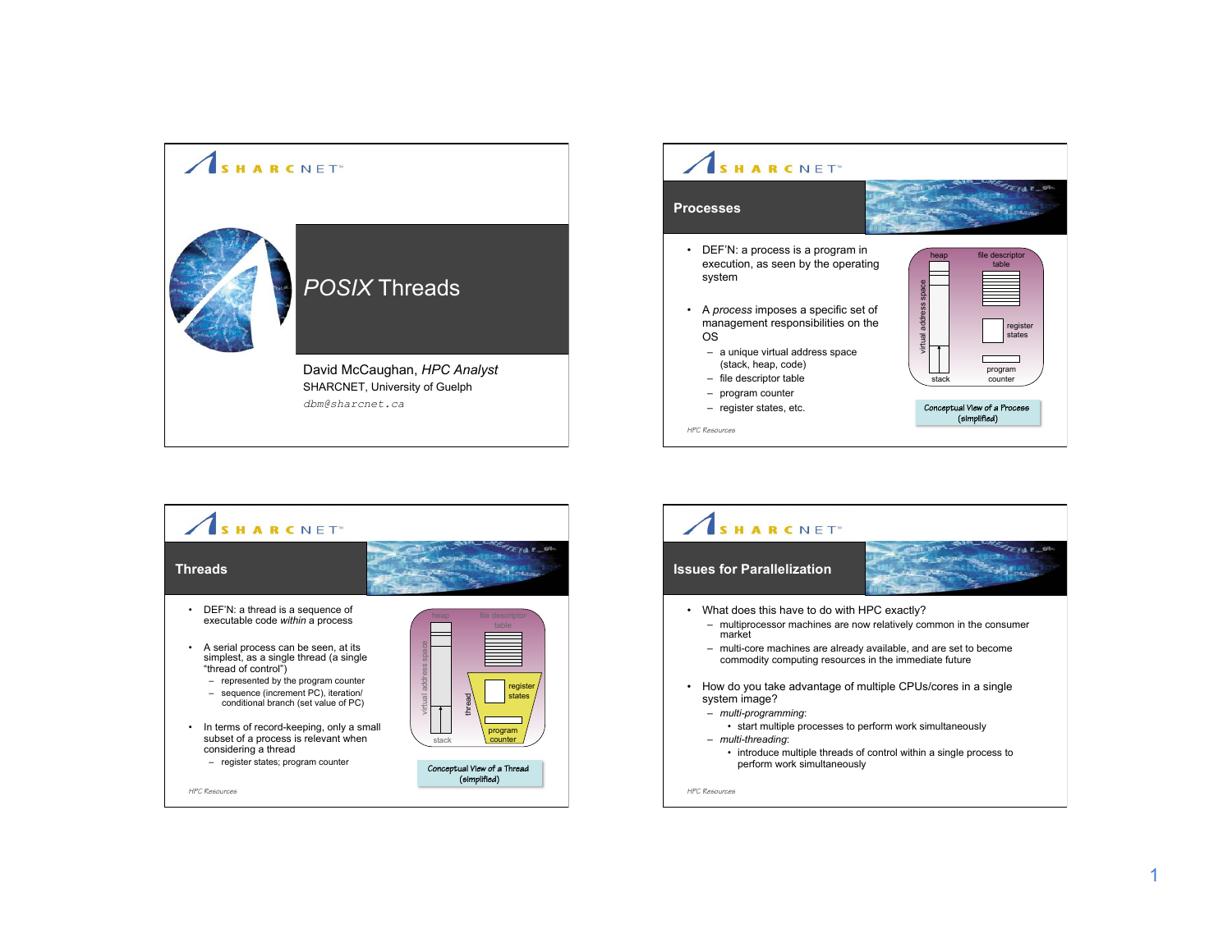# POSIX Threads

David McCaughan, *HPC Analyst*
SHARCNET, University of Guelph
dbm@sharcnet.ca

## Processes

- DEF'N: a process is a program in execution, as seen by the operating system
- A *process* imposes a specific set of management responsibilities on the OS
  - a unique virtual address space (stack, heap, code)
  - file descriptor table
  - program counter
  - register states, etc.

heap, file descriptor table, virtual address space, register states, stack, program counter

Conceptual View of a Process (simplified)

## Threads

- DEF'N: a thread is a sequence of executable code *within* a process
- A serial process can be seen, at its simplest, as a single thread (a single "thread of control")
  - represented by the program counter
  - sequence (increment PC), iteration/conditional branch (set value of PC)
- In terms of record-keeping, only a small subset of a process is relevant when considering a thread
  - register states; program counter

heap, file descriptor table, virtual address space, thread, register states, stack, program counter

Conceptual View of a Thread (simplified)

## Issues for Parallelization

- What does this have to do with HPC exactly?
  - multiprocessor machines are now relatively common in the consumer market
  - multi-core machines are already available, and are set to become commodity computing resources in the immediate future
- How do you take advantage of multiple CPUs/cores in a single system image?
  - *multi-programming*:
    - start multiple processes to perform work simultaneously
  - *multi-threading*:
    - introduce multiple threads of control within a single process to perform work simultaneously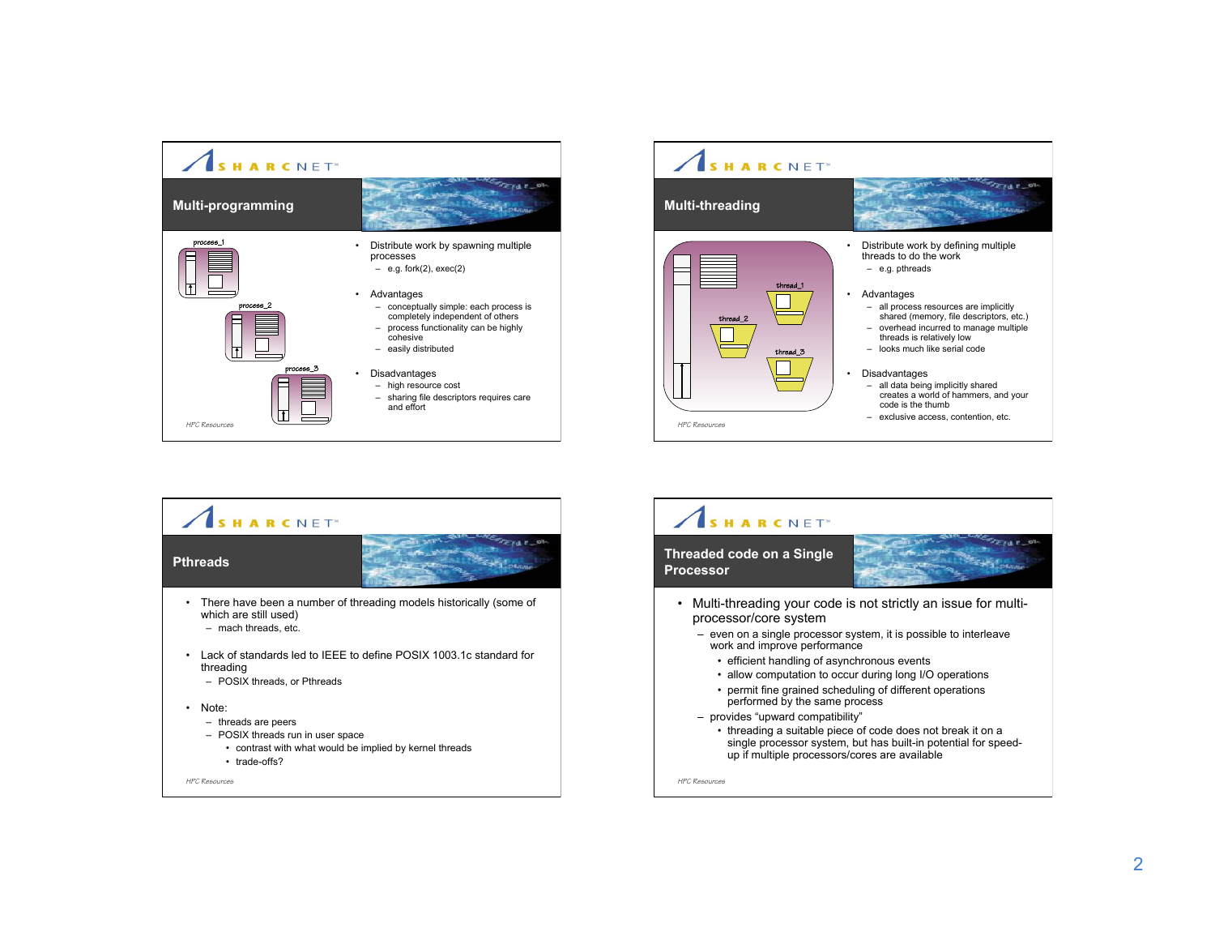## Multi-programming

- Distribute work by spawning multiple processes
  - e.g. fork(2), exec(2)
- Advantages
  - conceptually simple: each process is completely independent of others
  - process functionality can be highly cohesive
  - easily distributed
- Disadvantages
  - high resource cost
  - sharing file descriptors requires care and effort

*HPC Resources*

## Multi-threading

- Distribute work by defining multiple threads to do the work
  - e.g. pthreads
- Advantages
  - all process resources are implicitly shared (memory, file descriptors, etc.)
  - overhead incurred to manage multiple threads is relatively low
  - looks much like serial code
- Disadvantages
  - all data being implicitly shared creates a world of hammers, and your code is the thumb
  - exclusive access, contention, etc.

*HPC Resources*

## Pthreads

- There have been a number of threading models historically (some of which are still used)
  - mach threads, etc.
- Lack of standards led to IEEE to define POSIX 1003.1c standard for threading
  - POSIX threads, or Pthreads
- Note:
  - threads are peers
  - POSIX threads run in user space
    - contrast with what would be implied by kernel threads
    - trade-offs?

*HPC Resources*

## Threaded code on a Single Processor

- Multi-threading your code is not strictly an issue for multi-processor/core system
  - even on a single processor system, it is possible to interleave work and improve performance
    - efficient handling of asynchronous events
    - allow computation to occur during long I/O operations
    - permit fine grained scheduling of different operations performed by the same process
  - provides "upward compatibility"
    - threading a suitable piece of code does not break it on a single processor system, but has built-in potential for speed-up if multiple processors/cores are available

*HPC Resources*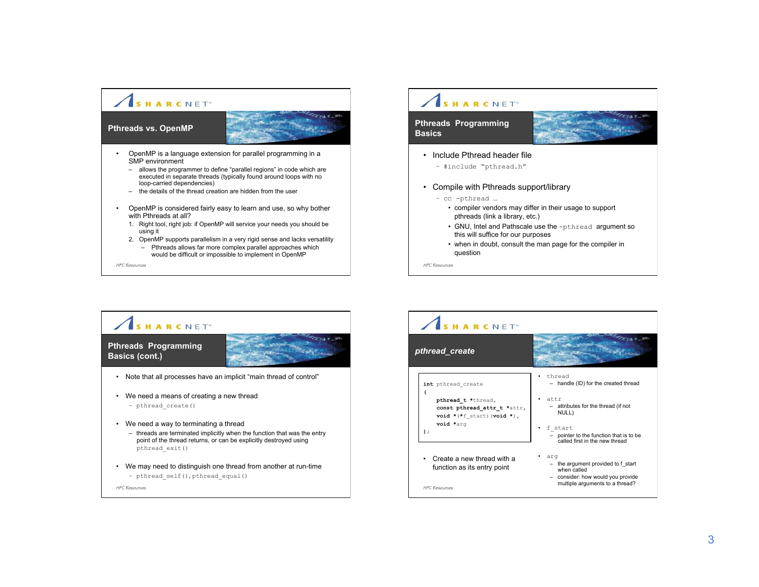## Pthreads vs. OpenMP

- OpenMP is a language extension for parallel programming in a SMP environment
  - allows the programmer to define "parallel regions" in code which are executed in separate threads (typically found around loops with no loop-carried dependencies)
  - the details of the thread creation are hidden from the user
- OpenMP is considered fairly easy to learn and use, so why bother with Pthreads at all?
  1. Right tool, right job: if OpenMP will service your needs you should be using it
  2. OpenMP supports parallelism in a very rigid sense and lacks versatility
     - Pthreads allows far more complex parallel approaches which would be difficult or impossible to implement in OpenMP

HPC Resources

## Pthreads Programming Basics

- Include Pthread header file
  - `#include "pthread.h"`
- Compile with Pthreads support/library
  - `cc -pthread …`
    - compiler vendors may differ in their usage to support pthreads (link a library, etc.)
    - GNU, Intel and Pathscale use the `-pthread` argument so this will suffice for our purposes
    - when in doubt, consult the man page for the compiler in question

HPC Resources

## Pthreads Programming Basics (cont.)

- Note that all processes have an implicit "main thread of control"
- We need a means of creating a new thread
  - `pthread_create()`
- We need a way to terminating a thread
  - threads are terminated implicitly when the function that was the entry point of the thread returns, or can be explicitly destroyed using `pthread_exit()`
- We may need to distinguish one thread from another at run-time
  - `pthread_self()`, `pthread_equal()`

HPC Resources

## *pthread_create*

```
int pthread_create
(
    pthread_t *thread,
    const pthread_attr_t *attr,
    void *(*f_start)(void *),
    void *arg
);
```

- Create a new thread with a function as its entry point

- `thread`
  - handle (ID) for the created thread
- `attr`
  - attributes for the thread (if not NULL)
- `f_start`
  - pointer to the function that is to be called first in the new thread
- `arg`
  - the argument provided to f_start when called
  - consider: how would you provide multiple arguments to a thread?

HPC Resources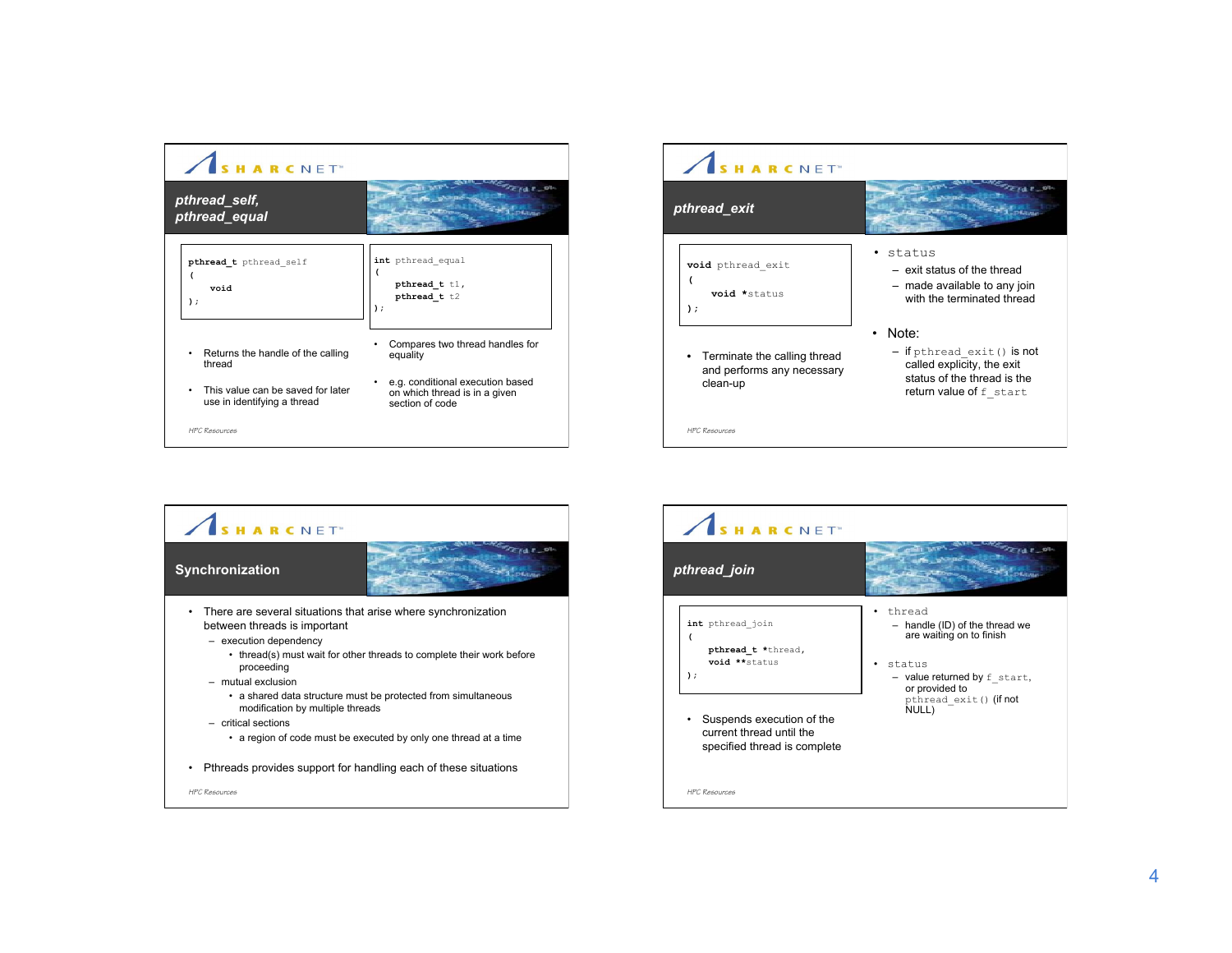## pthread_self, pthread_equal

```
pthread_t pthread_self
(
    void
);
```

- Returns the handle of the calling thread
- This value can be saved for later use in identifying a thread

```
int pthread_equal
(
    pthread_t t1,
    pthread_t t2
);
```

- Compares two thread handles for equality
- e.g. conditional execution based on which thread is in a given section of code

HPC Resources

## pthread_exit

```
void pthread_exit
(
    void *status
);
```

- Terminate the calling thread and performs any necessary clean-up

- `status`
  - exit status of the thread
  - made available to any join with the terminated thread
- Note:
  - if `pthread_exit()` is not called explicity, the exit status of the thread is the return value of `f_start`

HPC Resources

## Synchronization

- There are several situations that arise where synchronization between threads is important
  - execution dependency
    - thread(s) must wait for other threads to complete their work before proceeding
  - mutual exclusion
    - a shared data structure must be protected from simultaneous modification by multiple threads
  - critical sections
    - a region of code must be executed by only one thread at a time
- Pthreads provides support for handling each of these situations

HPC Resources

## pthread_join

```
int pthread_join
(
    pthread_t *thread,
    void **status
);
```

- Suspends execution of the current thread until the specified thread is complete

- `thread`
  - handle (ID) of the thread we are waiting on to finish
- `status`
  - value returned by `f_start`, or provided to `pthread_exit()` (if not NULL)

HPC Resources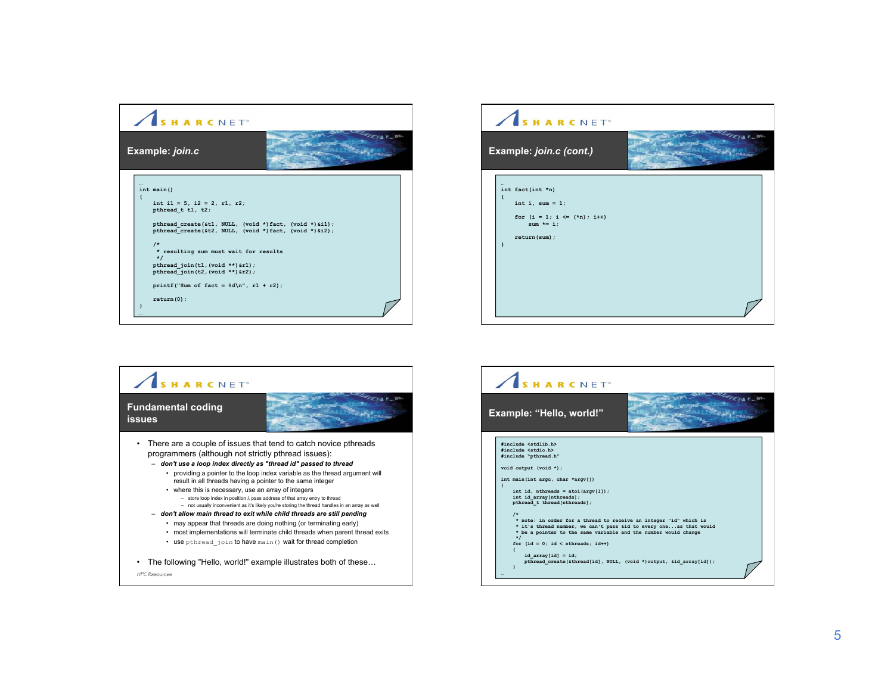## Example: *join.c*

```
…
int main()
{
    int i1 = 5, i2 = 2, r1, r2;
    pthread_t t1, t2;

    pthread_create(&t1, NULL, (void *)fact, (void *)&i1);
    pthread_create(&t2, NULL, (void *)fact, (void *)&i2);

    /*
     * resulting sum must wait for results
     */
    pthread_join(t1,(void **)&r1);
    pthread_join(t2,(void **)&r2);

    printf("Sum of fact = %d\n", r1 + r2);

    return(0);
}
…
```

## Example: *join.c (cont.)*

```
…
int fact(int *n)
{
    int i, sum = 1;

    for (i = 1; i <= (*n); i++)
        sum *= i;

    return(sum);
}
```

## Fundamental coding issues

- There are a couple of issues that tend to catch novice pthreads programmers (although not strictly pthread issues):
  - ***don't use a loop index directly as "thread id" passed to thread***
    - providing a pointer to the loop index variable as the thread argument will result in all threads having a pointer to the same integer
    - where this is necessary, use an array of integers
      - store loop index in position *i*, pass address of that array entry to thread
      - not usually inconvenient as it's likely you're storing the thread handles in an array as well
  - ***don't allow main thread to exit while child threads are still pending***
    - may appear that threads are doing nothing (or terminating early)
    - most implementations will terminate child threads when parent thread exits
    - use `pthread_join` to have `main()` wait for thread completion
- The following "Hello, world!" example illustrates both of these…

*HPC Resources*

## Example: "Hello, world!"

```
#include <stdlib.h>
#include <stdio.h>
#include "pthread.h"

void output (void *);

int main(int argc, char *argv[])
{
    int id, nthreads = atoi(argv[1]);
    int id_array[nthreads];
    pthread_t thread[nthreads];

    /*
     * note: in order for a thread to receive an integer "id" which is
     * it's thread number, we can't pass &id to every one...as that would
     * be a pointer to the same variable and the number would change
     */
    for (id = 0; id < nthreads; id++)
    {
        id_array[id] = id;
        pthread_create(&thread[id], NULL, (void *)output, &id_array[id]);
    }
…
```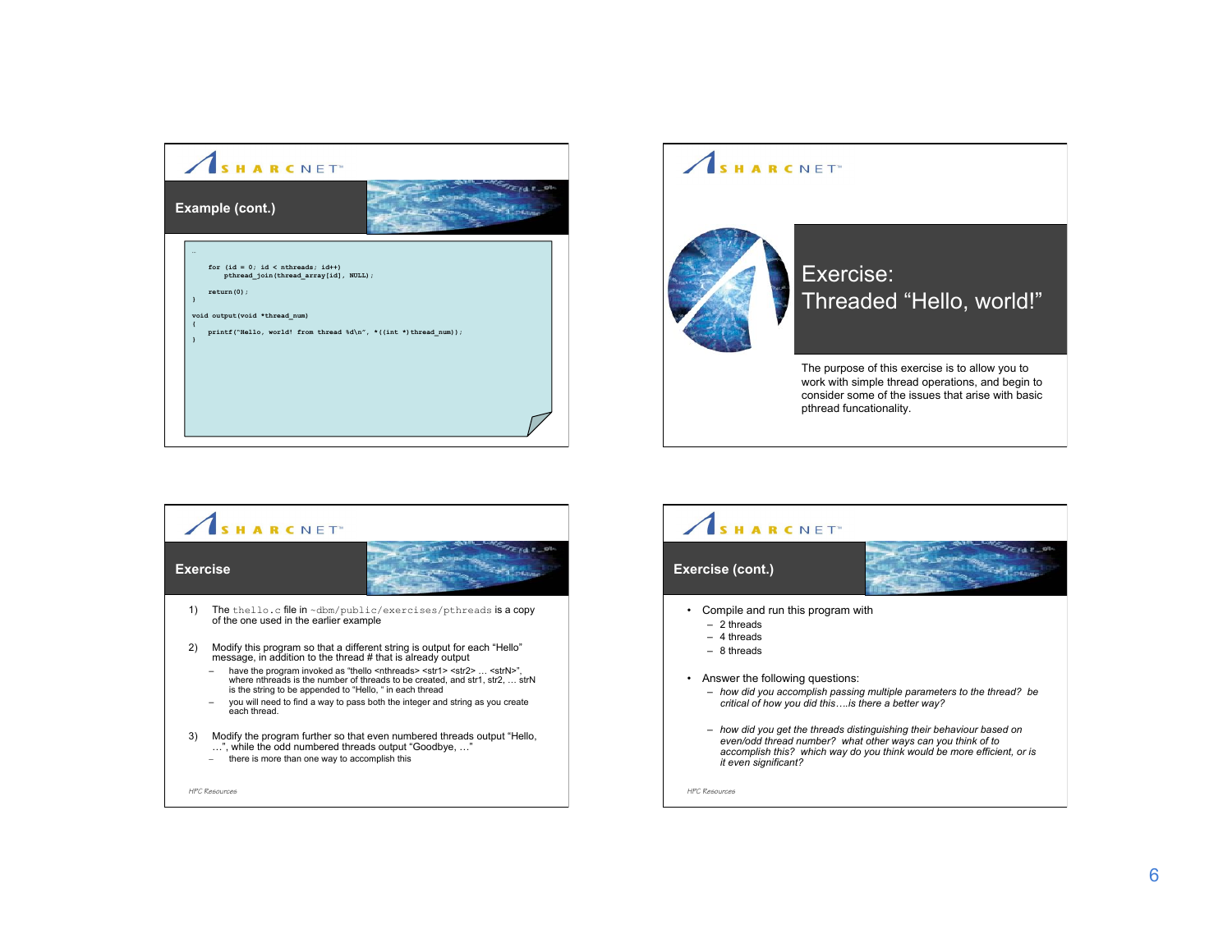## Example (cont.)

```
…
    for (id = 0; id < nthreads; id++)
        pthread_join(thread_array[id], NULL);

    return(0);
}

void output(void *thread_num)
{
    printf("Hello, world! from thread %d\n", *((int *)thread_num));
}
```

## Exercise: Threaded "Hello, world!"

The purpose of this exercise is to allow you to work with simple thread operations, and begin to consider some of the issues that arise with basic pthread funcationality.

## Exercise

1) The `thello.c` file in `~dbm/public/exercises/pthreads` is a copy of the one used in the earlier example

2) Modify this program so that a different string is output for each "Hello" message, in addition to the thread # that is already output
   - have the program invoked as "thello <nthreads> <str1> <str2> … <strN>", where nthreads is the number of threads to be created, and str1, str2, … strN is the string to be appended to "Hello, " in each thread
   - you will need to find a way to pass both the integer and string as you create each thread.

3) Modify the program further so that even numbered threads output "Hello, …", while the odd numbered threads output "Goodbye, …"
   - there is more than one way to accomplish this

*HPC Resources*

## Exercise (cont.)

- Compile and run this program with
  - 2 threads
  - 4 threads
  - 8 threads
- Answer the following questions:
  - *how did you accomplish passing multiple parameters to the thread? be critical of how you did this….is there a better way?*
  - *how did you get the threads distinguishing their behaviour based on even/odd thread number? what other ways can you think of to accomplish this? which way do you think would be more efficient, or is it even significant?*

*HPC Resources*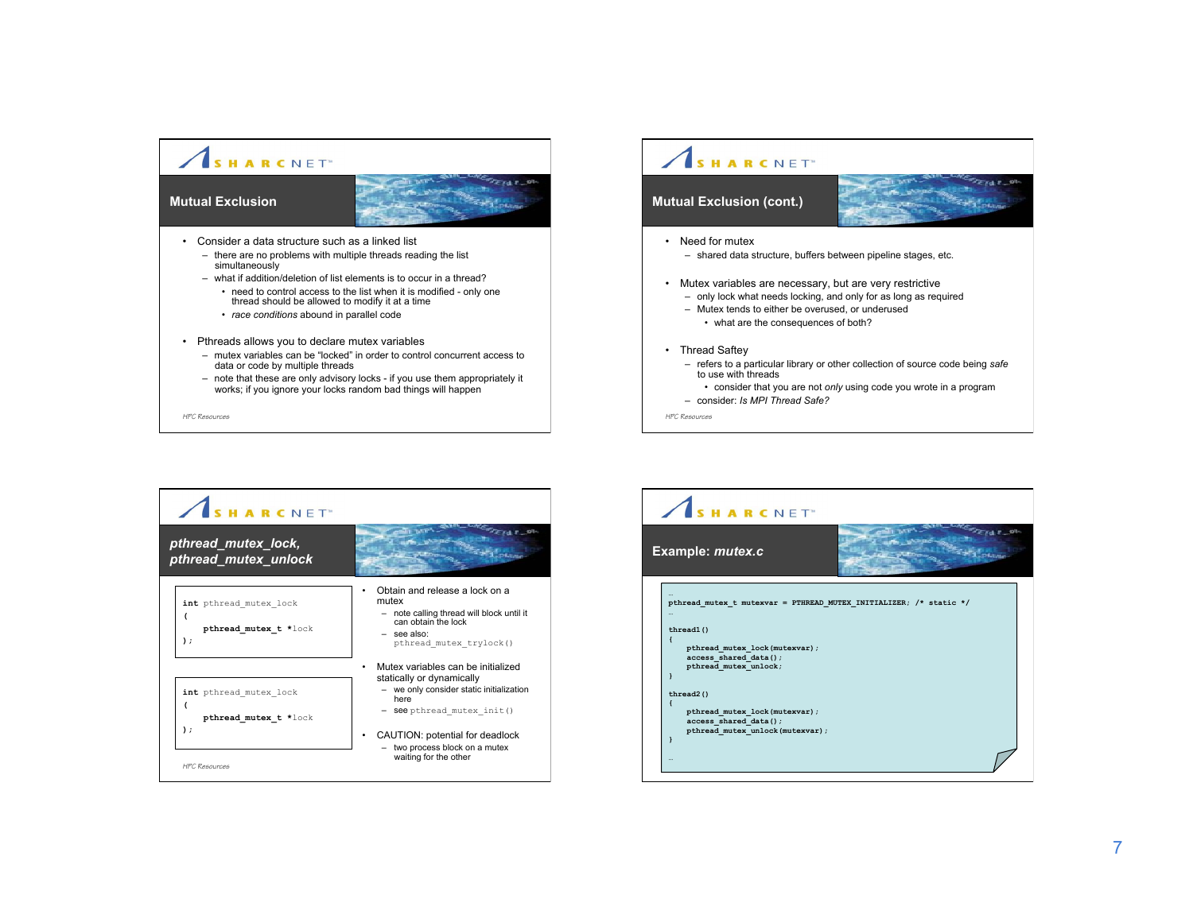## Mutual Exclusion

- Consider a data structure such as a linked list
  - there are no problems with multiple threads reading the list simultaneously
  - what if addition/deletion of list elements is to occur in a thread?
    - need to control access to the list when it is modified - only one thread should be allowed to modify it at a time
    - *race conditions* abound in parallel code
- Pthreads allows you to declare mutex variables
  - mutex variables can be “locked” in order to control concurrent access to data or code by multiple threads
  - note that these are only advisory locks - if you use them appropriately it works; if you ignore your locks random bad things will happen

## Mutual Exclusion (cont.)

- Need for mutex
  - shared data structure, buffers between pipeline stages, etc.
- Mutex variables are necessary, but are very restrictive
  - only lock what needs locking, and only for as long as required
  - Mutex tends to either be overused, or underused
    - what are the consequences of both?
- Thread Saftey
  - refers to a particular library or other collection of source code being *safe* to use with threads
    - consider that you are not *only* using code you wrote in a program
  - consider: *Is MPI Thread Safe?*

## *pthread_mutex_lock, pthread_mutex_unlock*

```
int pthread_mutex_lock
(
    pthread_mutex_t *lock
);
```

```
int pthread_mutex_lock
(
    pthread_mutex_t *lock
);
```

- Obtain and release a lock on a mutex
  - note calling thread will block until it can obtain the lock
  - see also: `pthread_mutex_trylock()`
- Mutex variables can be initialized statically or dynamically
  - we only consider static initialization here
  - see `pthread_mutex_init()`
- CAUTION: potential for deadlock
  - two process block on a mutex waiting for the other

## Example: *mutex.c*

```
…
pthread_mutex_t mutexvar = PTHREAD_MUTEX_INITIALIZER; /* static */
…
thread1()
{
    pthread_mutex_lock(mutexvar);
    access_shared_data();
    pthread_mutex_unlock;
}

thread2()
{
    pthread_mutex_lock(mutexvar);
    access_shared_data();
    pthread_mutex_unlock(mutexvar);
}
…
```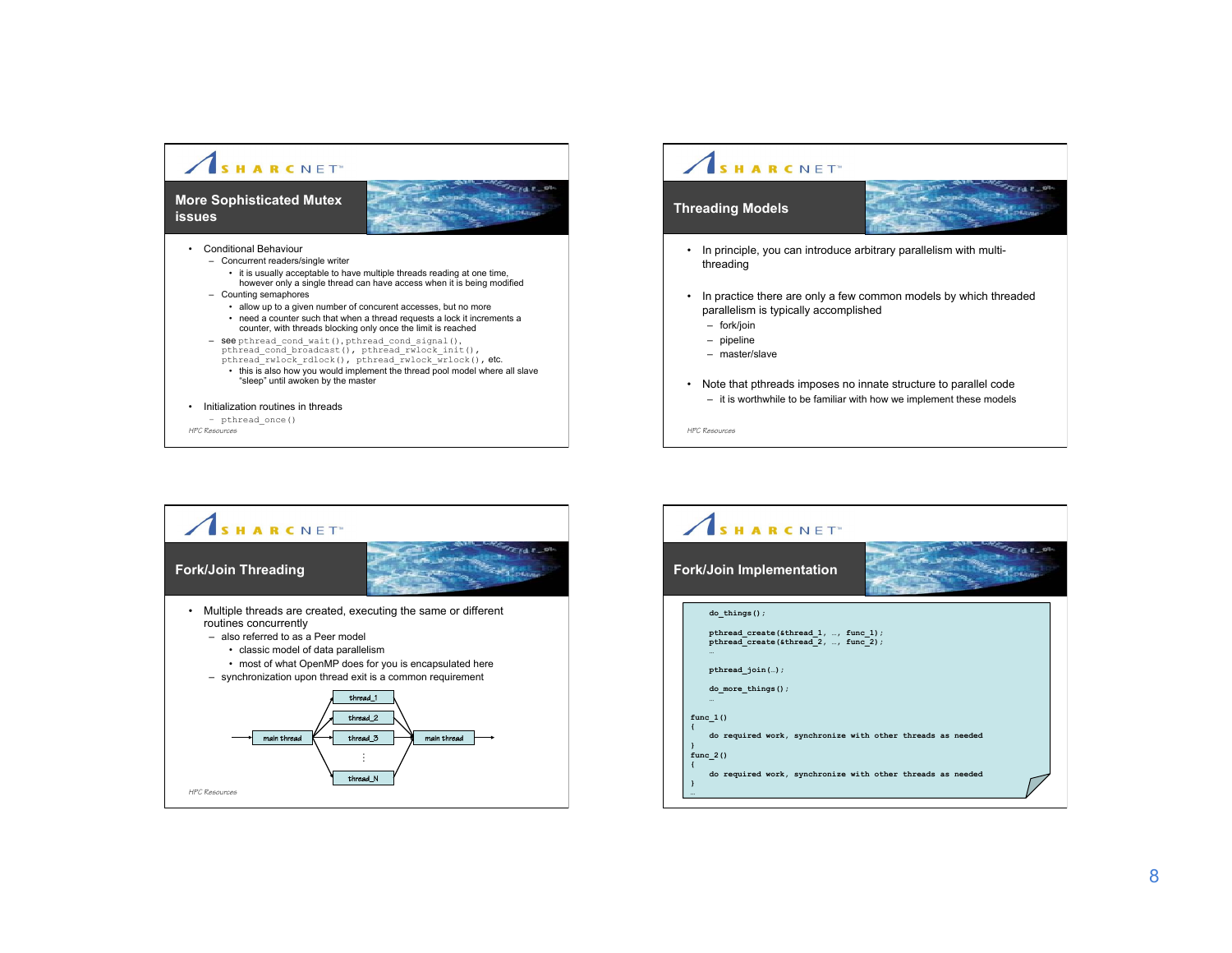## More Sophisticated Mutex issues

- Conditional Behaviour
  - Concurrent readers/single writer
    - it is usually acceptable to have multiple threads reading at one time, however only a single thread can have access when it is being modified
  - Counting semaphores
    - allow up to a given number of concurrent accesses, but no more
    - need a counter such that when a thread requests a lock it increments a counter, with threads blocking only once the limit is reached
  - see `pthread_cond_wait()`, `pthread_cond_signal()`, `pthread_cond_broadcast()`, `pthread_rwlock_init()`, `pthread_rwlock_rdlock()`, `pthread_rwlock_wrlock()`, etc.
    - this is also how you would implement the thread pool model where all slave "sleep" until awoken by the master
- Initialization routines in threads
  - `pthread_once()`

*HPC Resources*

## Threading Models

- In principle, you can introduce arbitrary parallelism with multi-threading
- In practice there are only a few common models by which threaded parallelism is typically accomplished
  - fork/join
  - pipeline
  - master/slave
- Note that pthreads imposes no innate structure to parallel code
  - it is worthwhile to be familiar with how we implement these models

*HPC Resources*

## Fork/Join Threading

- Multiple threads are created, executing the same or different routines concurrently
  - also referred to as a Peer model
    - classic model of data parallelism
    - most of what OpenMP does for you is encapsulated here
  - synchronization upon thread exit is a common requirement

main thread → thread_1, thread_2, thread_3, ⋮, thread_N → main thread

*HPC Resources*

## Fork/Join Implementation

```
    do_things();

    pthread_create(&thread_1, …, func_1);
    pthread_create(&thread_2, …, func_2);
    …

    pthread_join(…);

    do_more_things();
    …

func_1()
{
    do required work, synchronize with other threads as needed
}
func_2()
{
    do required work, synchronize with other threads as needed
}
…
```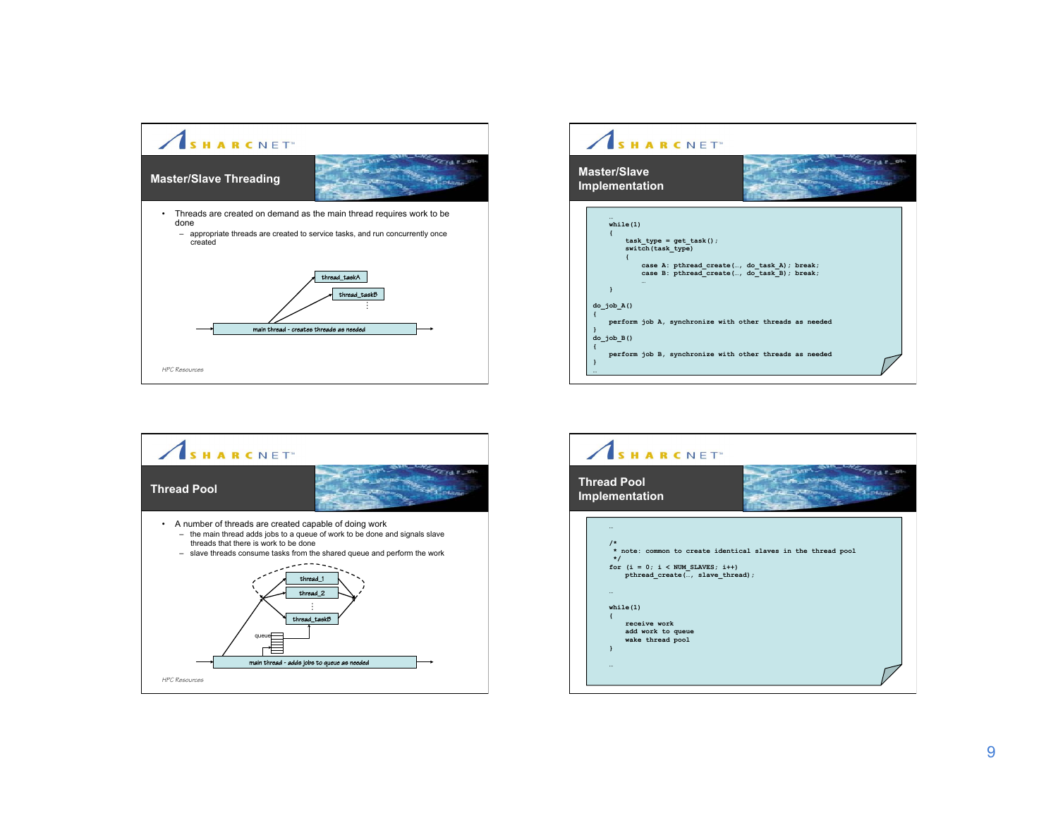## Master/Slave Threading

- Threads are created on demand as the main thread requires work to be done
  - appropriate threads are created to service tasks, and run concurrently once created

thread_taskA

thread_taskB

main thread - creates threads as needed

*HPC Resources*

## Master/Slave Implementation

```
…
while(1)
{
    task_type = get_task();
    switch(task_type)
    {
        case A: pthread_create(…, do_task_A); break;
        case B: pthread_create(…, do_task_B); break;
        …
}
do_job_A()
{
    perform job A, synchronize with other threads as needed
}
do_job_B()
{
    perform job B, synchronize with other threads as needed
}
…
```

## Thread Pool

- A number of threads are created capable of doing work
  - the main thread adds jobs to a queue of work to be done and signals slave threads that there is work to be done
  - slave threads consume tasks from the shared queue and perform the work

thread_1

thread_2

thread_taskB

queue

main thread - adds jobs to queue as needed

*HPC Resources*

## Thread Pool Implementation

```
…
/*
 * note: common to create identical slaves in the thread pool
 */
for (i = 0; i < NUM_SLAVES; i++)
    pthread_create(…, slave_thread);

…
while(1)
{
    receive work
    add work to queue
    wake thread pool
}

…
```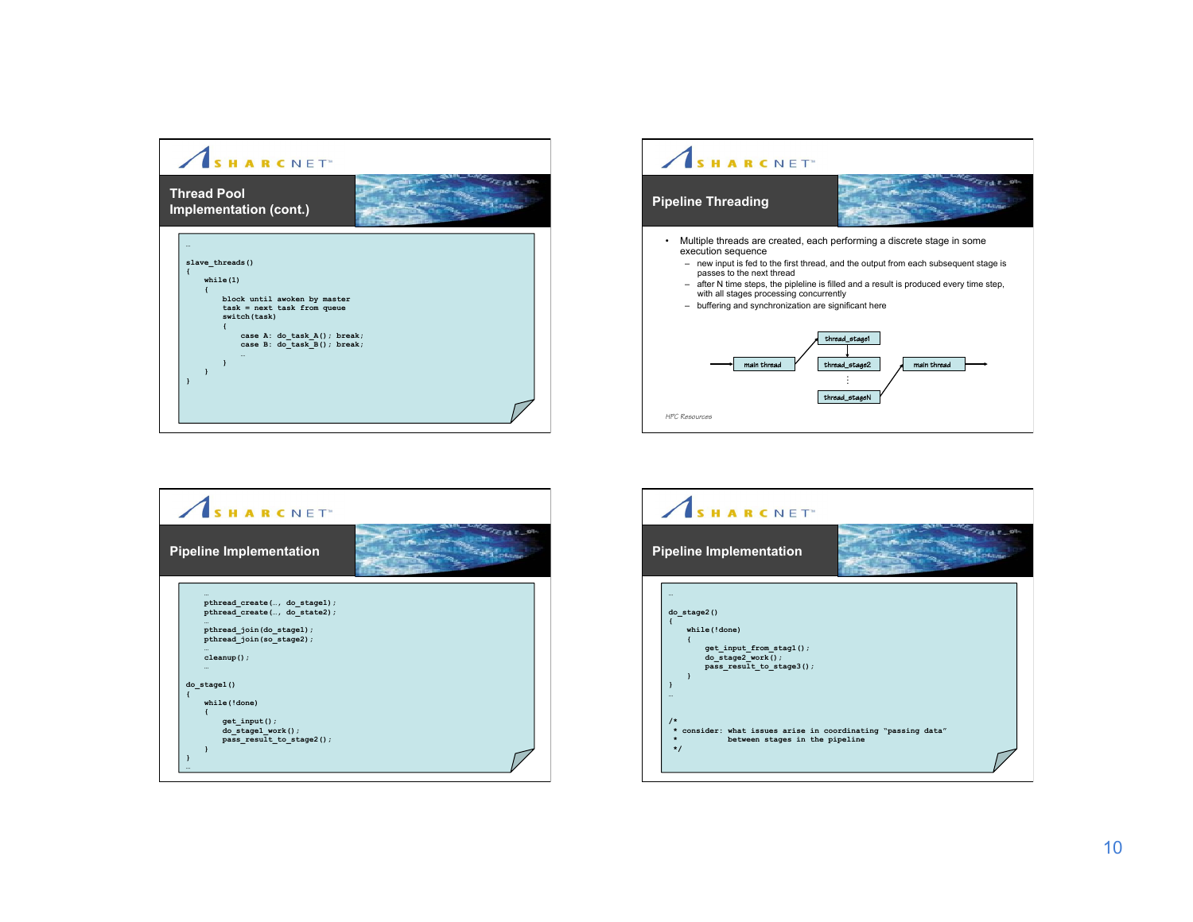## Thread Pool Implementation (cont.)

```
…
slave_threads()
{
    while(1)
    {
        block until awoken by master
        task = next task from queue
        switch(task)
        {
            case A: do_task_A(); break;
            case B: do_task_B(); break;
            …
        }
    }
}
```

## Pipeline Threading

- Multiple threads are created, each performing a discrete stage in some execution sequence
  - new input is fed to the first thread, and the output from each subsequent stage is passes to the next thread
  - after N time steps, the pipeline is filled and a result is produced every time step, with all stages processing concurrently
  - buffering and synchronization are significant here

main thread → thread_stage1 → thread_stage2 → … → thread_stageN → main thread

*HPC Resources*

## Pipeline Implementation

```
    …
    pthread_create(…, do_stage1);
    pthread_create(…, do_state2);
    …
    pthread_join(do_stage1);
    pthread_join(so_stage2);
    …
    cleanup();
    …

do_stage1()
{
    while(!done)
    {
        get_input();
        do_stage1_work();
        pass_result_to_stage2();
    }
}
…
```

## Pipeline Implementation

```
…
do_stage2()
{
    while(!done)
    {
        get_input_from_stag1();
        do_stage2_work();
        pass_result_to_stage3();
    }
}
…

/*
 * consider: what issues arise in coordinating "passing data"
 *           between stages in the pipeline
 */
```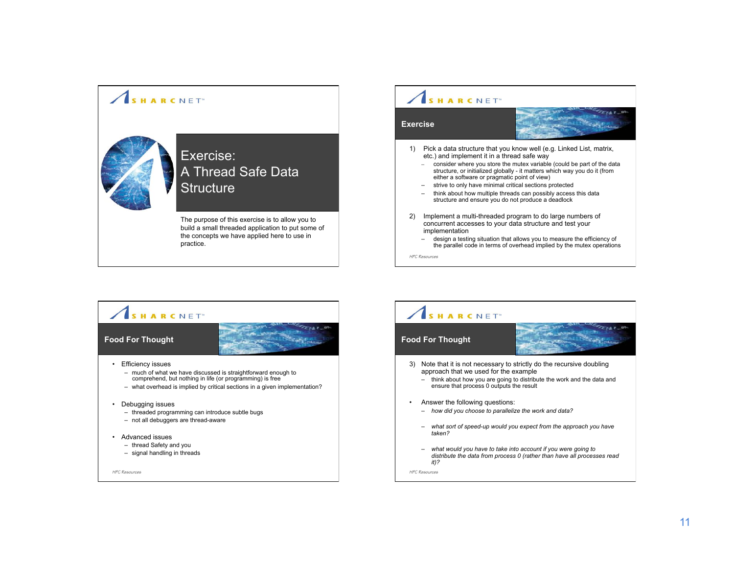# Exercise: A Thread Safe Data Structure

The purpose of this exercise is to allow you to build a small threaded application to put some of the concepts we have applied here to use in practice.

## Exercise

1) Pick a data structure that you know well (e.g. Linked List, matrix, etc.) and implement it in a thread safe way
   - consider where you store the mutex variable (could be part of the data structure, or initialized globally - it matters which way you do it (from either a software or pragmatic point of view)
   - strive to only have minimal critical sections protected
   - think about how multiple threads can possibly access this data structure and ensure you do not produce a deadlock

2) Implement a multi-threaded program to do large numbers of concurrent accesses to your data structure and test your implementation
   - design a testing situation that allows you to measure the efficiency of the parallel code in terms of overhead implied by the mutex operations

HPC Resources

## Food For Thought

- Efficiency issues
  - much of what we have discussed is straightforward enough to comprehend, but nothing in life (or programming) is free
  - what overhead is implied by critical sections in a given implementation?
- Debugging issues
  - threaded programming can introduce subtle bugs
  - not all debuggers are thread-aware
- Advanced issues
  - thread Safety and you
  - signal handling in threads

HPC Resources

## Food For Thought

3) Note that it is not necessary to strictly do the recursive doubling approach that we used for the example
   - think about how you are going to distribute the work and the data and ensure that process 0 outputs the result

- Answer the following questions:
  - *how did you choose to parallelize the work and data?*
  - *what sort of speed-up would you expect from the approach you have taken?*
  - *what would you have to take into account if you were going to distribute the data from process 0 (rather than have all processes read it)?*

HPC Resources